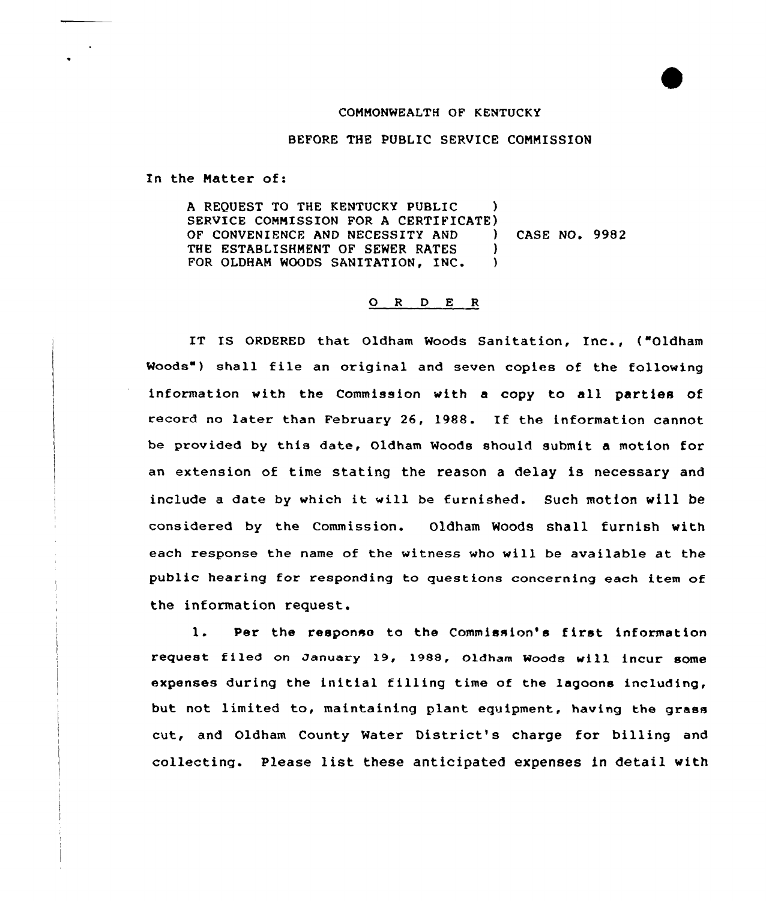COMMONWEALTH OF KENTUCKY

BEFORE THE PUBLIC SERVICE COMMISSION

In the Matter of:

| | | |
|---|---|---|
| A REQUEST TO THE KENTUCKY PUBLIC SERVICE COMMISSION FOR A CERTIFICATE OF CONVENIENCE AND NECESSITY AND THE ESTABLISHMENT OF SEWER RATES FOR OLDHAM WOODS SANITATION, INC. | ) | CASE NO. 9982 |

O R D E R

IT IS ORDERED that Oldham Woods Sanitation, Inc., ("Oldham Woods") shall file an original and seven copies of the following information with the Commission with a copy to all parties of record no later than February 26, 1988. If the information cannot be provided by this date, Oldham Woods should submit a motion for an extension of time stating the reason a delay is necessary and include a date by which it will be furnished. Such motion will be considered by the Commission. Oldham Woods shall furnish with each response the name of the witness who will be available at the public hearing for responding to questions concerning each item of the information request.

1. Per the response to the Commission's first information request filed on January 19, 1988, Oldham Woods will incur some expenses during the initial filling time of the lagoons including, but not limited to, maintaining plant equipment, having the grass cut, and Oldham County Water District's charge for billing and collecting. Please list these anticipated expenses in detail with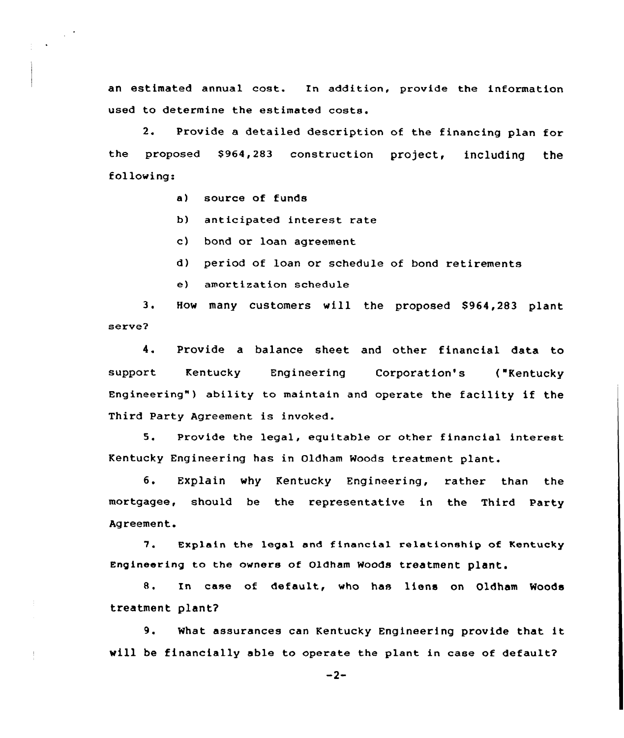an estimated annual cost. In addition, provide the information used to determine the estimated costs.

2. Provide a detailed description of the financing plan for the proposed $964,283 construction project, including the following:

   a) source of funds

   b) anticipated interest rate

   c) bond or loan agreement

   d) period of loan or schedule of bond retirements

   e) amortization schedule

3. How many customers will the proposed $964,283 plant serve?

4. Provide a balance sheet and other financial data to support Kentucky Engineering Corporation's ("Kentucky Engineering") ability to maintain and operate the facility if the Third Party Agreement is invoked.

5. Provide the legal, equitable or other financial interest Kentucky Engineering has in Oldham Woods treatment plant.

6. Explain why Kentucky Engineering, rather than the mortgagee, should be the representative in the Third Party Agreement.

7. Explain the legal and financial relationship of Kentucky Engineering to the owners of Oldham Woods treatment plant.

8. In case of default, who has liens on Oldham Woods treatment plant?

9. What assurances can Kentucky Engineering provide that it will be financially able to operate the plant in case of default?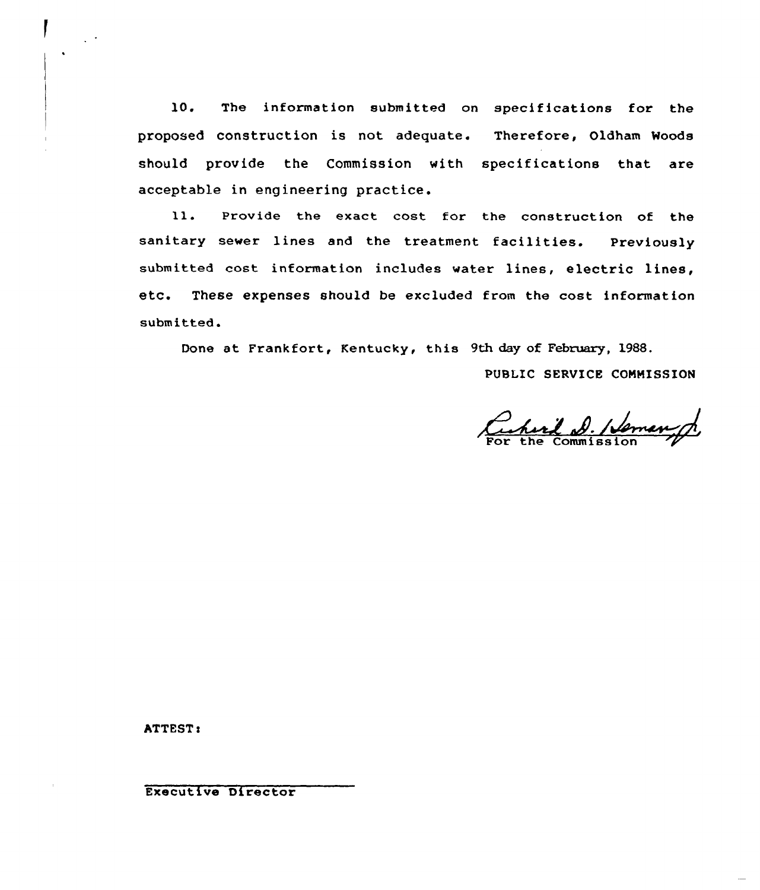10. The information submitted on specifications for the proposed construction is not adequate. Therefore, Oldham Woods should provide the Commission with specifications that are acceptable in engineering practice.

11. Provide the exact cost for the construction of the sanitary sewer lines and the treatment facilities. Previously submitted cost information includes water lines, electric lines, etc. These expenses should be excluded from the cost information submitted.

Done at Frankfort, Kentucky, this 9th day of February, 1988.

PUBLIC SERVICE COMMISSION

Richard D. Heman Jr.
For the Commission

ATTEST:

Executive Director